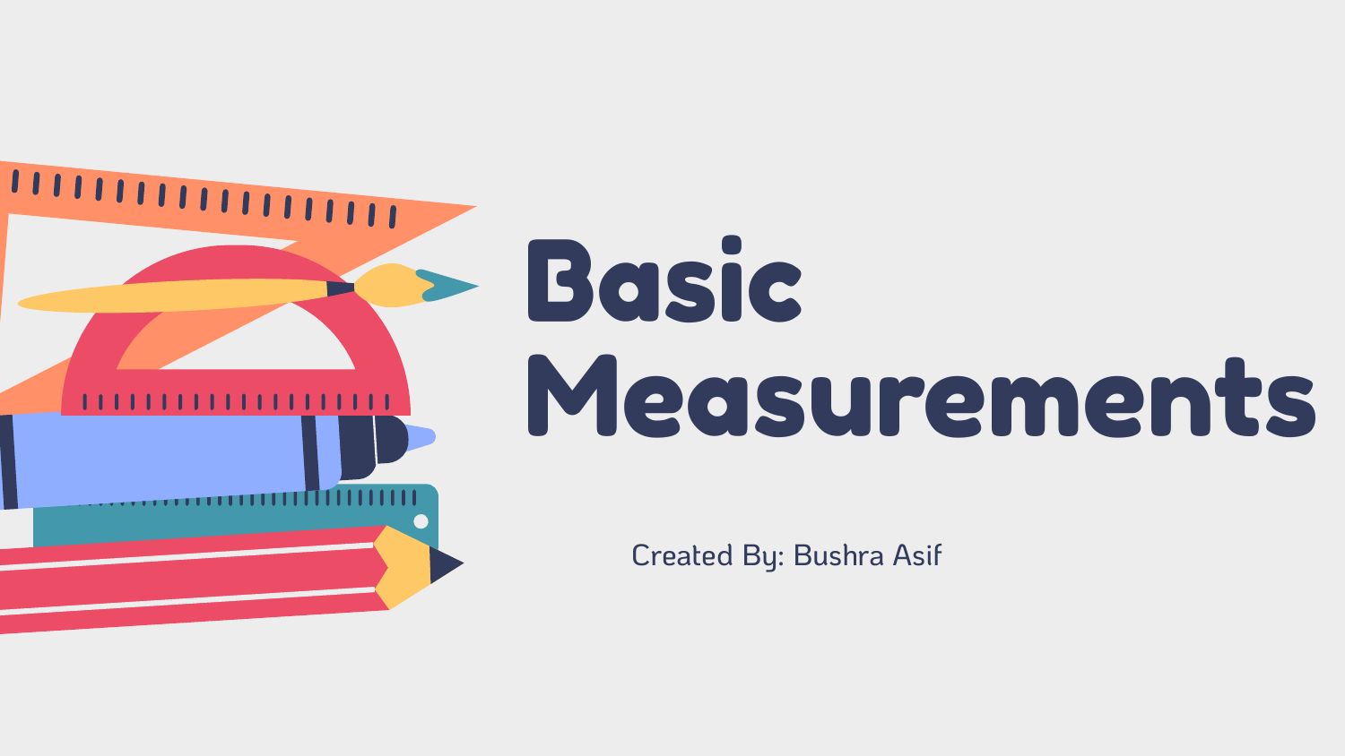# Basic Measurements

Created By: Bushra Asif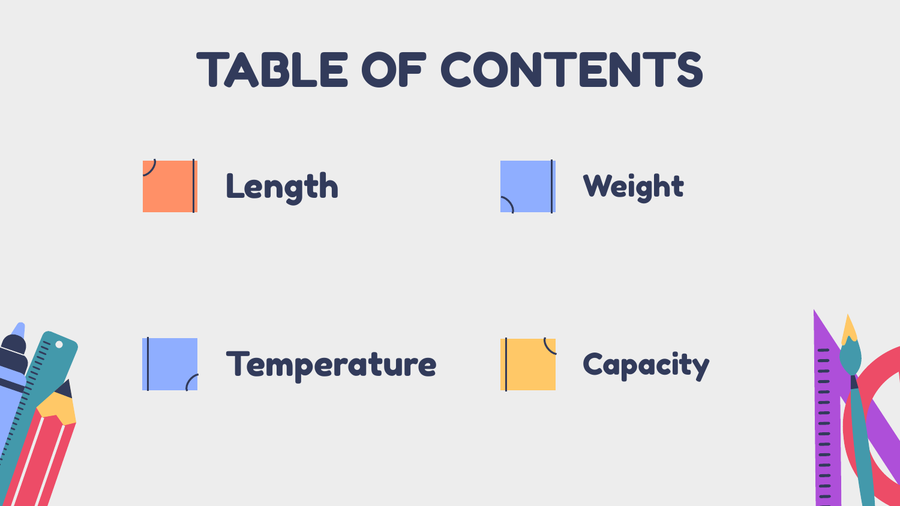# TABLE OF CONTENTS

- Length
- Weight
- Temperature
- Capacity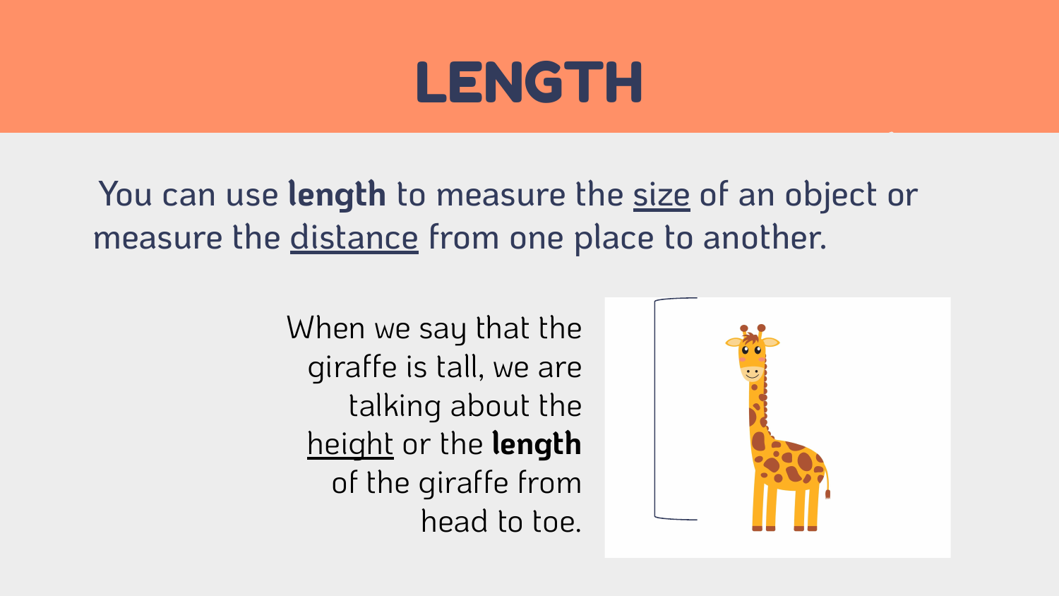# LENGTH

You can use **length** to measure the <u>size</u> of an object or measure the <u>distance</u> from one place to another.

When we say that the giraffe is tall, we are talking about the <u>height</u> or the **length** of the giraffe from head to toe.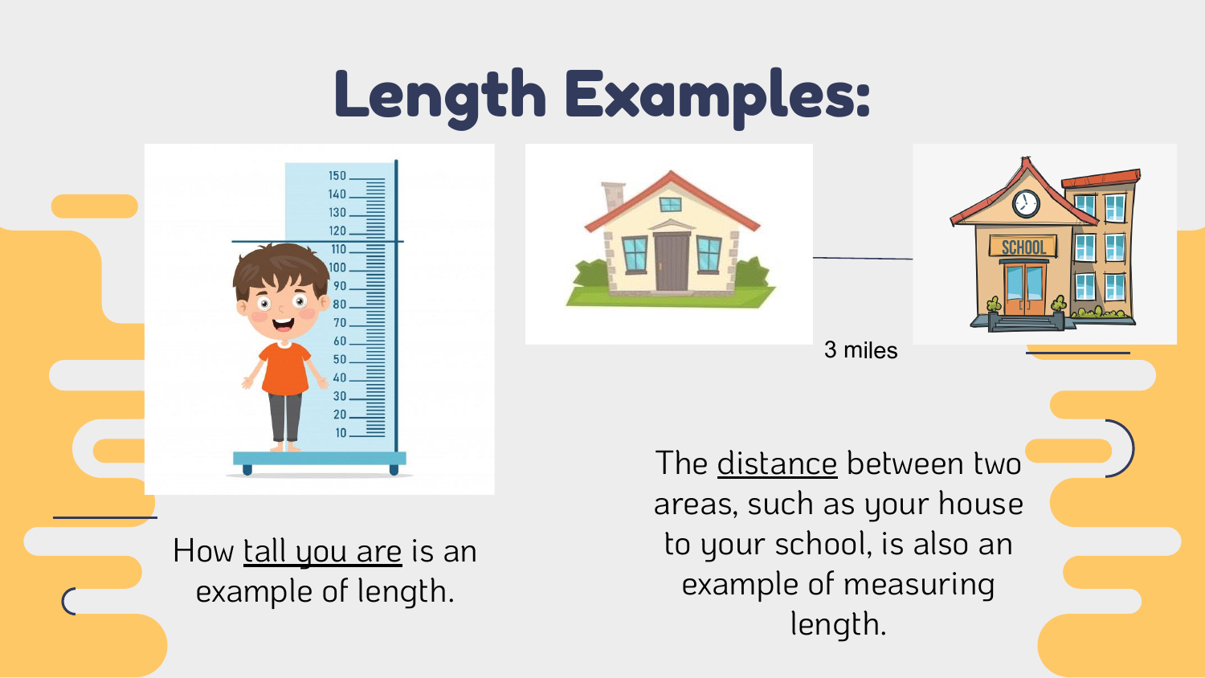# Length Examples:

3 miles

How <u>tall you are</u> is an example of length.

The <u>distance</u> between two areas, such as your house to your school, is also an example of measuring length.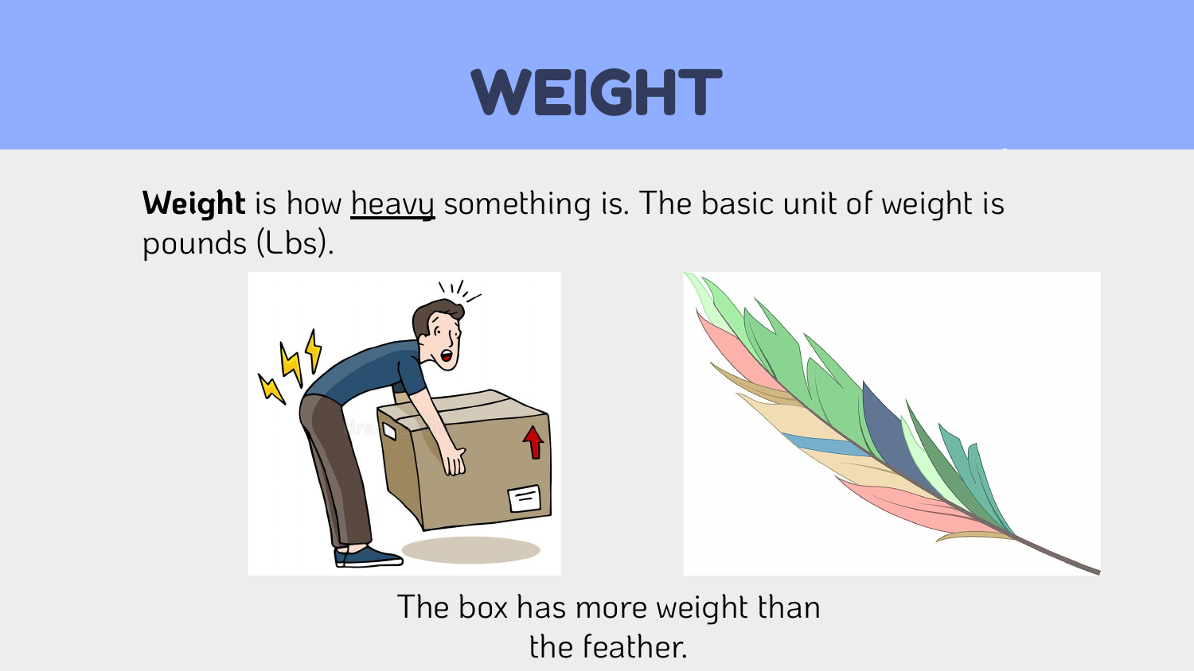# WEIGHT

**Weight** is how heavy something is. The basic unit of weight is pounds (Lbs).

The box has more weight than the feather.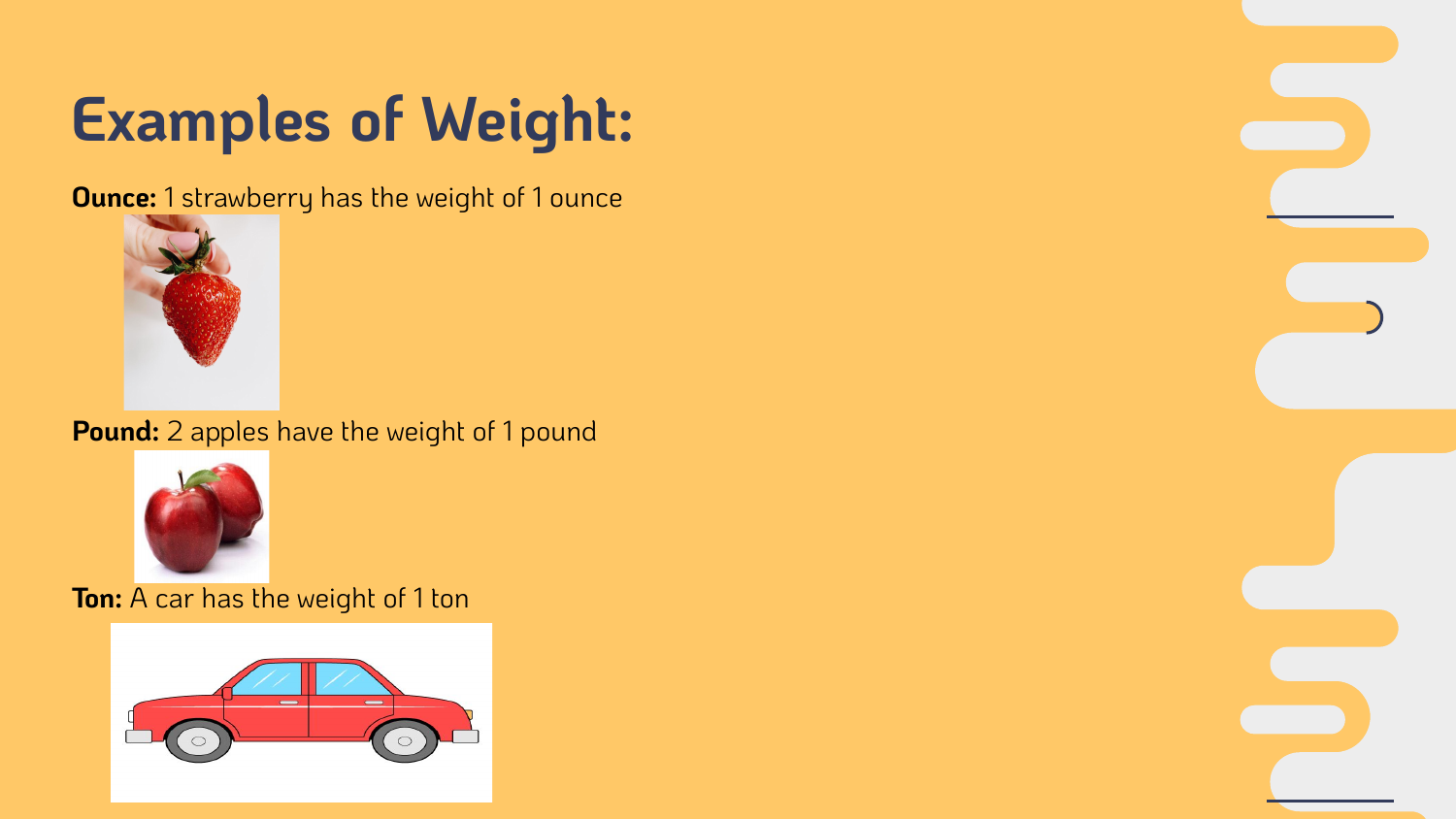# Examples of Weight:

**Ounce:** 1 strawberry has the weight of 1 ounce

**Pound:** 2 apples have the weight of 1 pound

**Ton:** A car has the weight of 1 ton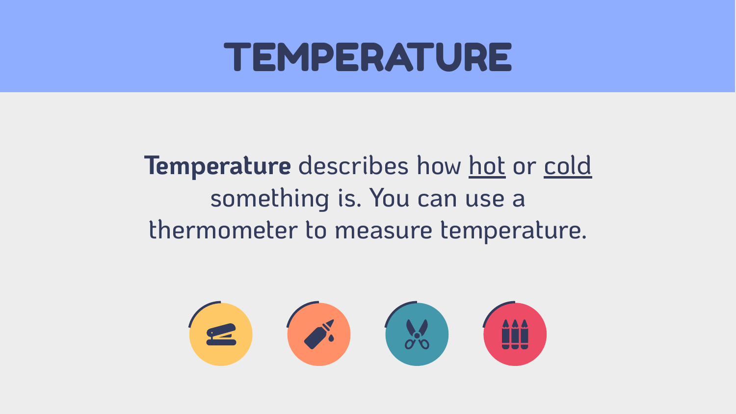# TEMPERATURE

**Temperature** describes how hot or cold something is. You can use a thermometer to measure temperature.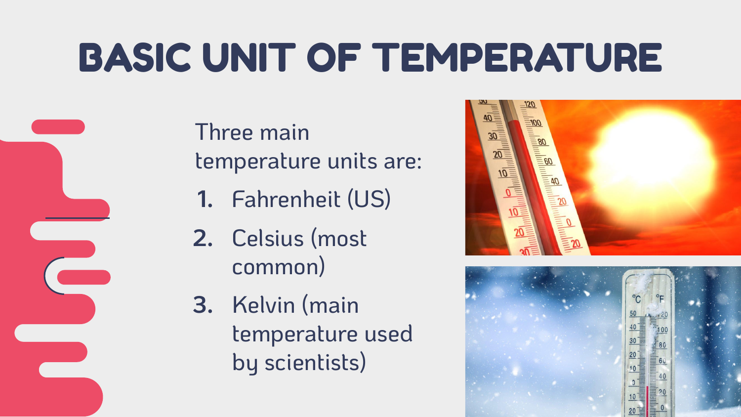# BASIC UNIT OF TEMPERATURE

Three main temperature units are:

1. Fahrenheit (US)
2. Celsius (most common)
3. Kelvin (main temperature used by scientists)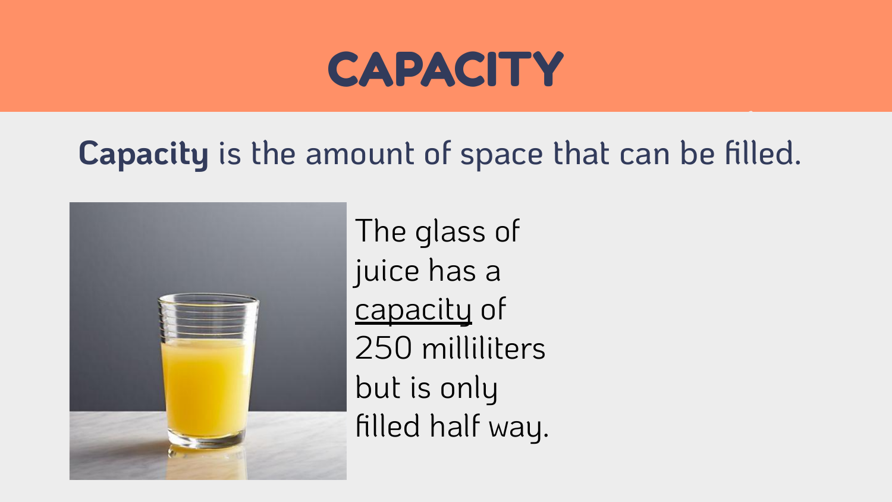# CAPACITY

**Capacity** is the amount of space that can be filled.

The glass of juice has a capacity of 250 milliliters but is only filled half way.